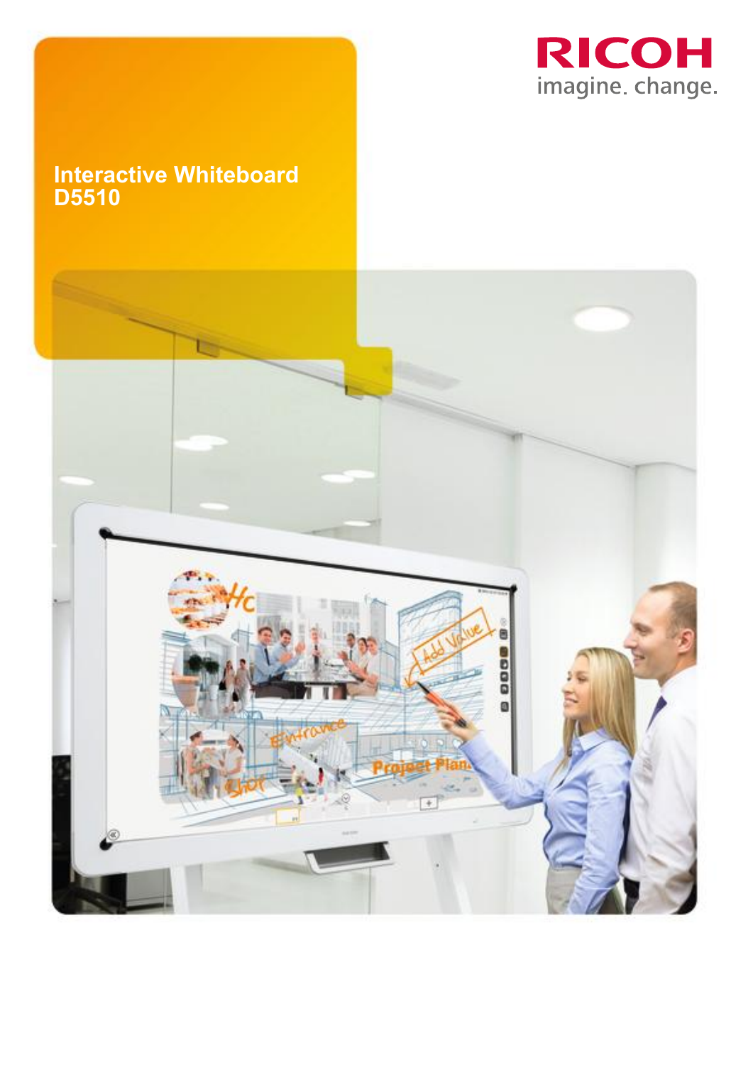RICOH
imagine. change.

# Interactive Whiteboard D5510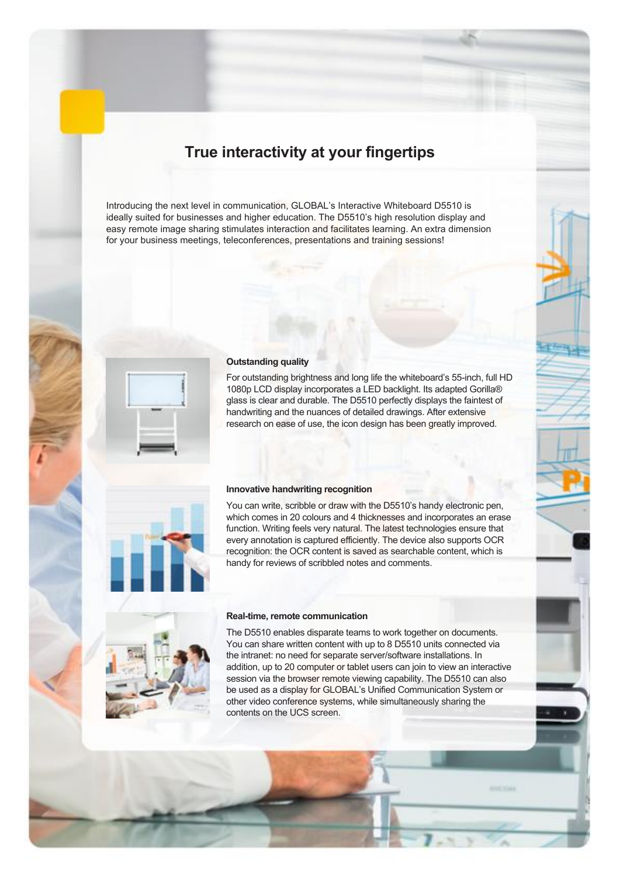# True interactivity at your fingertips

Introducing the next level in communication, GLOBAL's Interactive Whiteboard D5510 is ideally suited for businesses and higher education. The D5510's high resolution display and easy remote image sharing stimulates interaction and facilitates learning. An extra dimension for your business meetings, teleconferences, presentations and training sessions!

### Outstanding quality

For outstanding brightness and long life the whiteboard's 55-inch, full HD 1080p LCD display incorporates a LED backlight. Its adapted Gorilla® glass is clear and durable. The D5510 perfectly displays the faintest of handwriting and the nuances of detailed drawings. After extensive research on ease of use, the icon design has been greatly improved.

### Innovative handwriting recognition

You can write, scribble or draw with the D5510's handy electronic pen, which comes in 20 colours and 4 thicknesses and incorporates an erase function. Writing feels very natural. The latest technologies ensure that every annotation is captured efficiently. The device also supports OCR recognition: the OCR content is saved as searchable content, which is handy for reviews of scribbled notes and comments.

### Real-time, remote communication

The D5510 enables disparate teams to work together on documents. You can share written content with up to 8 D5510 units connected via the intranet: no need for separate server/software installations. In addition, up to 20 computer or tablet users can join to view an interactive session via the browser remote viewing capability. The D5510 can also be used as a display for GLOBAL's Unified Communication System or other video conference systems, while simultaneously sharing the contents on the UCS screen.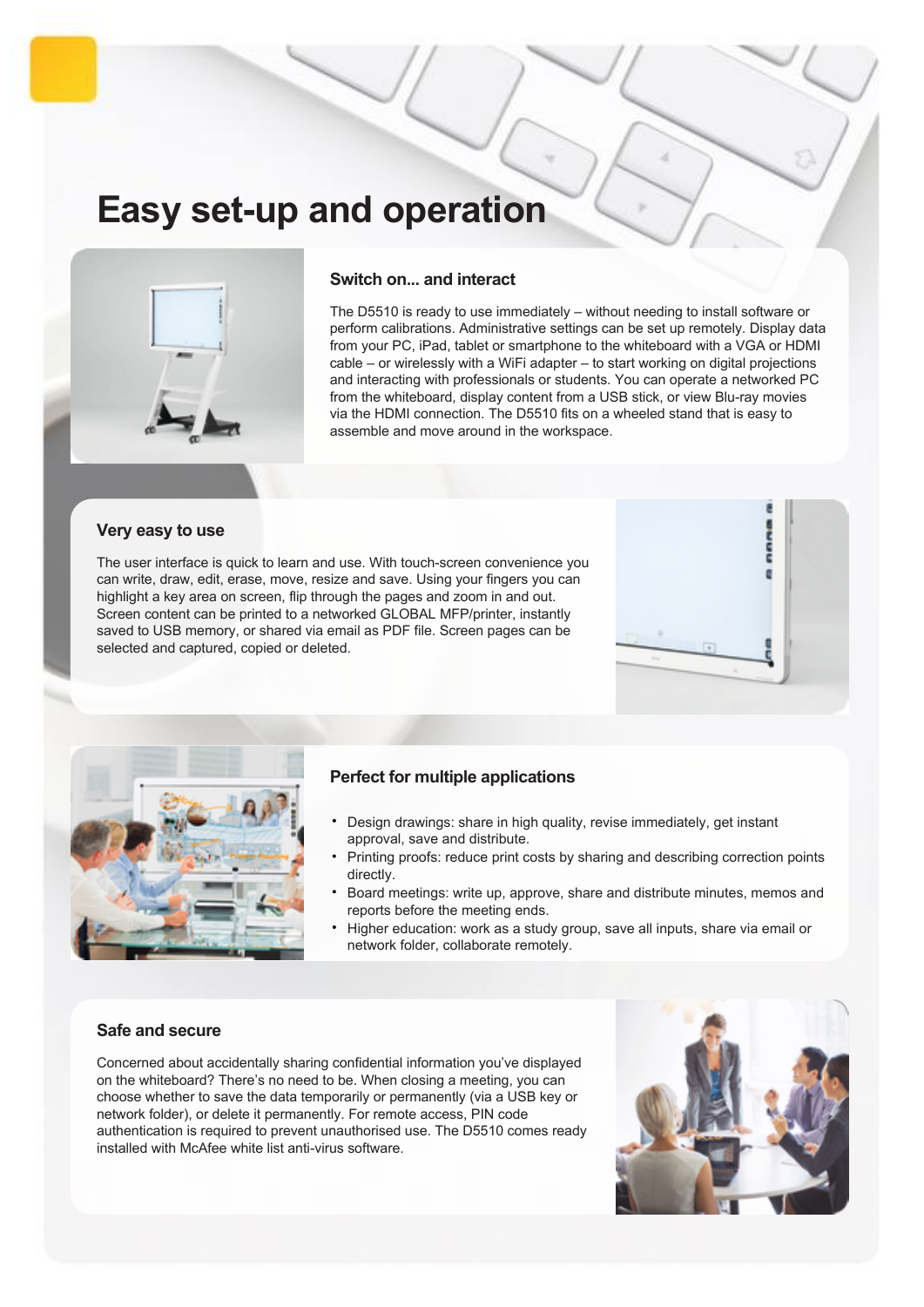# Easy set-up and operation

### Switch on... and interact

The D5510 is ready to use immediately – without needing to install software or perform calibrations. Administrative settings can be set up remotely. Display data from your PC, iPad, tablet or smartphone to the whiteboard with a VGA or HDMI cable – or wirelessly with a WiFi adapter – to start working on digital projections and interacting with professionals or students. You can operate a networked PC from the whiteboard, display content from a USB stick, or view Blu-ray movies via the HDMI connection. The D5510 fits on a wheeled stand that is easy to assemble and move around in the workspace.

### Very easy to use

The user interface is quick to learn and use. With touch-screen convenience you can write, draw, edit, erase, move, resize and save. Using your fingers you can highlight a key area on screen, flip through the pages and zoom in and out. Screen content can be printed to a networked GLOBAL MFP/printer, instantly saved to USB memory, or shared via email as PDF file. Screen pages can be selected and captured, copied or deleted.

### Perfect for multiple applications

- Design drawings: share in high quality, revise immediately, get instant approval, save and distribute.
- Printing proofs: reduce print costs by sharing and describing correction points directly.
- Board meetings: write up, approve, share and distribute minutes, memos and reports before the meeting ends.
- Higher education: work as a study group, save all inputs, share via email or network folder, collaborate remotely.

### Safe and secure

Concerned about accidentally sharing confidential information you've displayed on the whiteboard? There's no need to be. When closing a meeting, you can choose whether to save the data temporarily or permanently (via a USB key or network folder), or delete it permanently. For remote access, PIN code authentication is required to prevent unauthorised use. The D5510 comes ready installed with McAfee white list anti-virus software.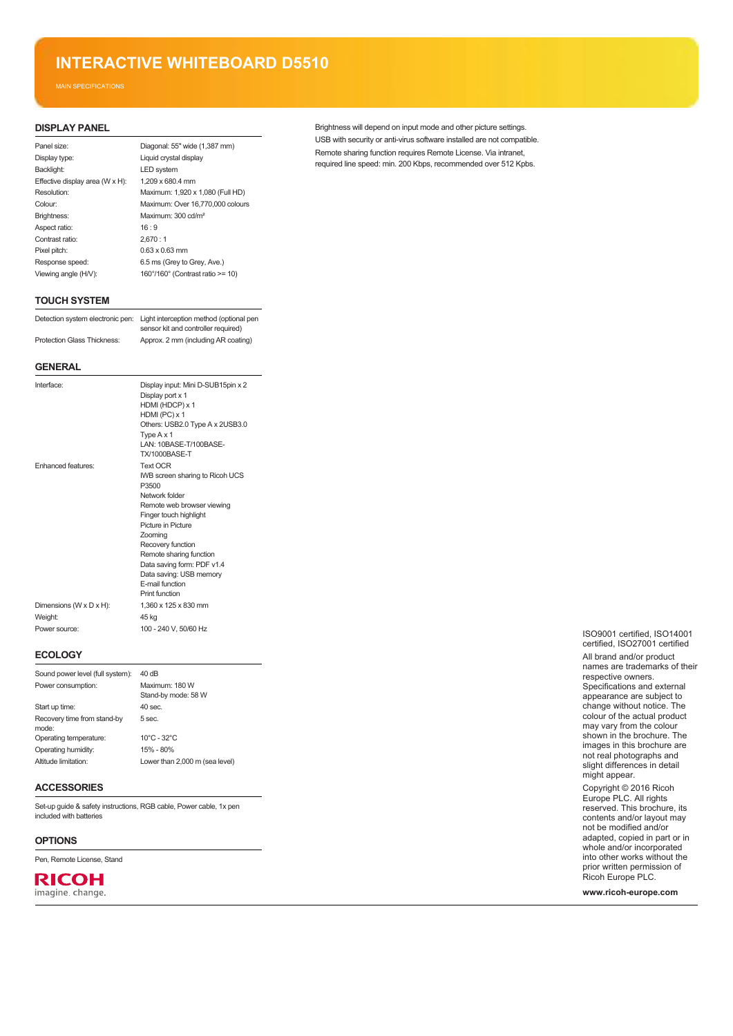# INTERACTIVE WHITEBOARD D5510

MAIN SPECIFICATIONS

## DISPLAY PANEL

| | |
|---|---|
| Panel size: | Diagonal: 55" wide (1,387 mm) |
| Display type: | Liquid crystal display |
| Backlight: | LED system |
| Effective display area (W x H): | 1,209 x 680.4 mm |
| Resolution: | Maximum: 1,920 x 1,080 (Full HD) |
| Colour: | Maximum: Over 16,770,000 colours |
| Brightness: | Maximum: 300 cd/m² |
| Aspect ratio: | 16 : 9 |
| Contrast ratio: | 2,670 : 1 |
| Pixel pitch: | 0.63 x 0.63 mm |
| Response speed: | 6.5 ms (Grey to Grey, Ave.) |
| Viewing angle (H/V): | 160°/160° (Contrast ratio >= 10) |

## TOUCH SYSTEM

| | |
|---|---|
| Detection system electronic pen: | Light interception method (optional pen sensor kit and controller required) |
| Protection Glass Thickness: | Approx. 2 mm (including AR coating) |

## GENERAL

| | |
|---|---|
| Interface: | Display input: Mini D-SUB15pin x 2<br>Display port x 1<br>HDMI (HDCP) x 1<br>HDMI (PC) x 1<br>Others: USB2.0 Type A x 2USB3.0 Type A x 1<br>LAN: 10BASE-T/100BASE-TX/1000BASE-T |
| Enhanced features: | Text OCR<br>IWB screen sharing to Ricoh UCS P3500<br>Network folder<br>Remote web browser viewing<br>Finger touch highlight<br>Picture in Picture<br>Zooming<br>Recovery function<br>Remote sharing function<br>Data saving form: PDF v1.4<br>Data saving: USB memory<br>E-mail function<br>Print function |
| Dimensions (W x D x H): | 1,360 x 125 x 830 mm |
| Weight: | 45 kg |
| Power source: | 100 - 240 V, 50/60 Hz |

## ECOLOGY

| | |
|---|---|
| Sound power level (full system): | 40 dB |
| Power consumption: | Maximum: 180 W<br>Stand-by mode: 58 W |
| Start up time: | 40 sec. |
| Recovery time from stand-by mode: | 5 sec. |
| Operating temperature: | 10°C - 32°C |
| Operating humidity: | 15% - 80% |
| Altitude limitation: | Lower than 2,000 m (sea level) |

## ACCESSORIES

Set-up guide & safety instructions, RGB cable, Power cable, 1x pen included with batteries

## OPTIONS

Pen, Remote License, Stand

RICOH
imagine. change.

Brightness will depend on input mode and other picture settings.
USB with security or anti-virus software installed are not compatible.
Remote sharing function requires Remote License. Via intranet, required line speed: min. 200 Kbps, recommended over 512 Kpbs.

ISO9001 certified, ISO14001 certified, ISO27001 certified

All brand and/or product names are trademarks of their respective owners. Specifications and external appearance are subject to change without notice. The colour of the actual product may vary from the colour shown in the brochure. The images in this brochure are not real photographs and slight differences in detail might appear.

Copyright © 2016 Ricoh Europe PLC. All rights reserved. This brochure, its contents and/or layout may not be modified and/or adapted, copied in part or in whole and/or incorporated into other works without the prior written permission of Ricoh Europe PLC.

**www.ricoh-europe.com**